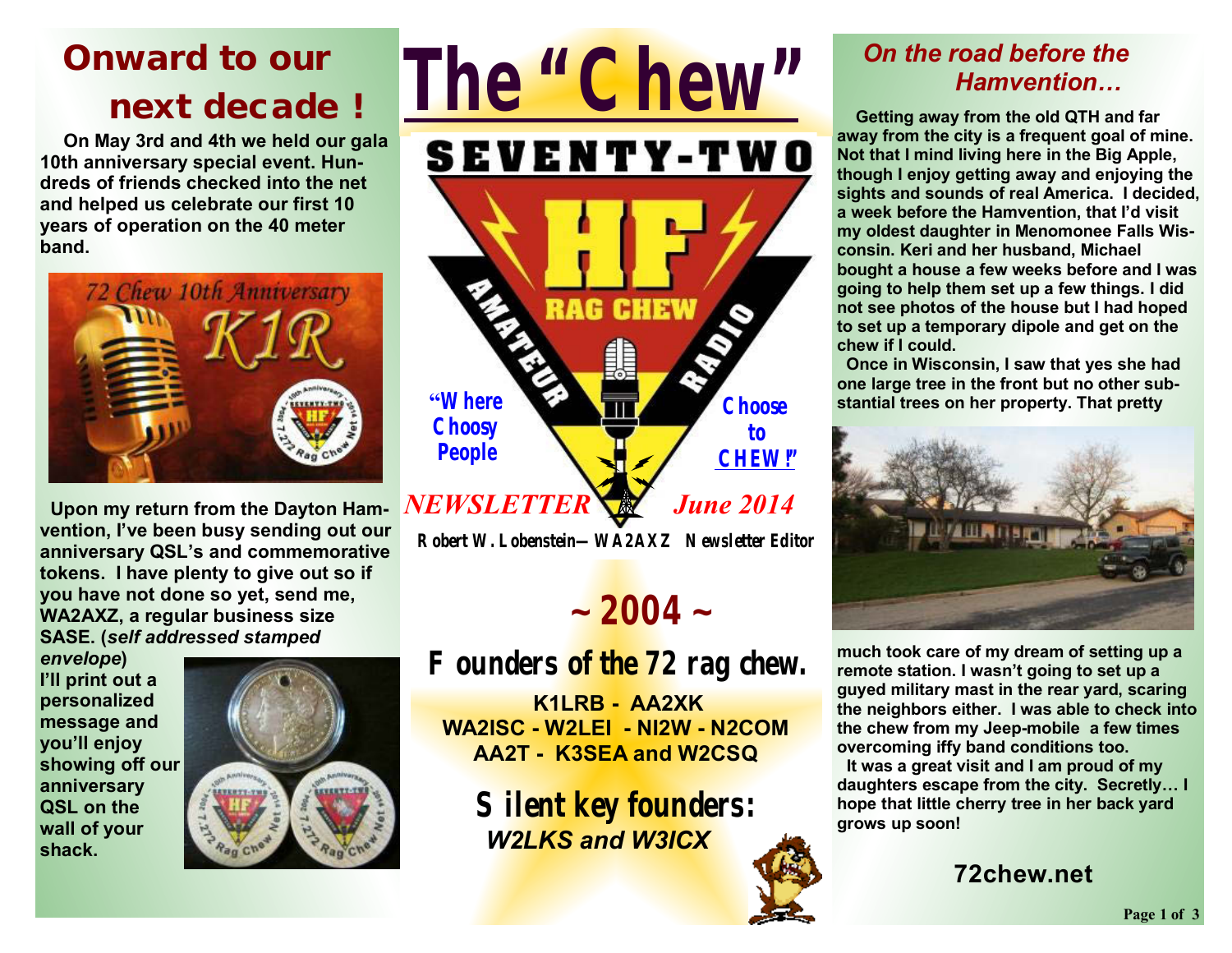# The "Chew"

SEVENTY-TWO

HF RAG CHEW AMATEUR RADIO

"Where Choosy People Choose to CHEW!"

*NEWSLETTER* *June 2014*

Robert W. Lobenstein— WA2AXZ Newsletter Editor

## Onward to our next decade !

**On May 3rd and 4th we held our gala 10th anniversary special event. Hundreds of friends checked into the net and helped us celebrate our first 10 years of operation on the 40 meter band.**

**Upon my return from the Dayton Hamvention, I've been busy sending out our anniversary QSL's and commemorative tokens. I have plenty to give out so if you have not done so yet, send me, WA2AXZ, a regular business size SASE. (*self addressed stamped envelope*) I'll print out a personalized message and you'll enjoy showing off our anniversary QSL on the wall of your shack.**

## ~ 2004 ~

## Founders of the 72 rag chew.

**K1LRB - AA2XK**
**WA2ISC - W2LEI - NI2W - N2COM**
**AA2T - K3SEA and W2CSQ**

## Silent key founders:

***W2LKS and W3ICX***

## *On the road before the Hamvention…*

**Getting away from the old QTH and far away from the city is a frequent goal of mine. Not that I mind living here in the Big Apple, though I enjoy getting away and enjoying the sights and sounds of real America. I decided, a week before the Hamvention, that I'd visit my oldest daughter in Menomonee Falls Wisconsin. Keri and her husband, Michael bought a house a few weeks before and I was going to help them set up a few things. I did not see photos of the house but I had hoped to set up a temporary dipole and get on the chew if I could.**

**Once in Wisconsin, I saw that yes she had one large tree in the front but no other substantial trees on her property. That pretty much took care of my dream of setting up a remote station. I wasn't going to set up a guyed military mast in the rear yard, scaring the neighbors either. I was able to check into the chew from my Jeep-mobile a few times overcoming iffy band conditions too.**

**It was a great visit and I am proud of my daughters escape from the city. Secretly… I hope that little cherry tree in her back yard grows up soon!**

**72chew.net**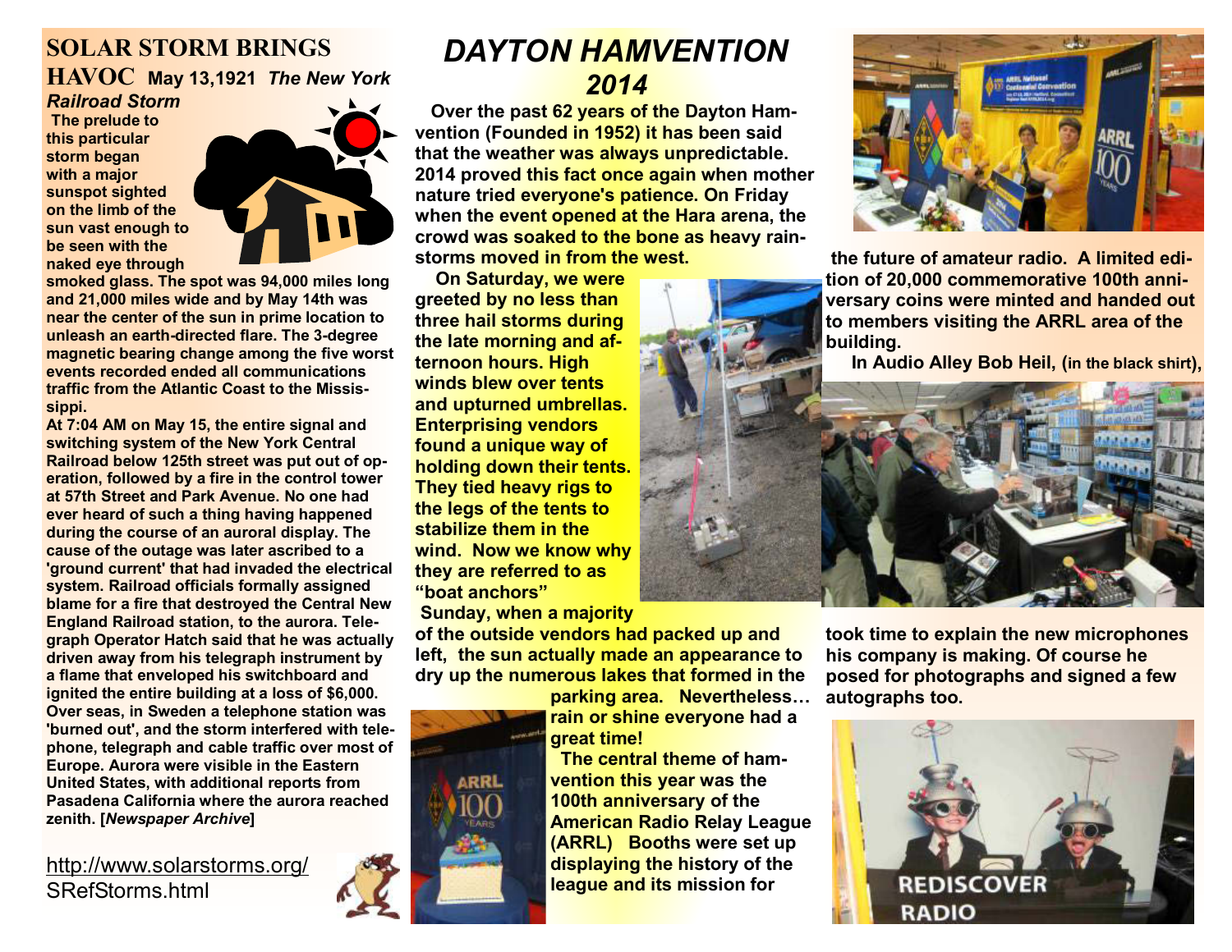## SOLAR STORM BRINGS HAVOC

**May 13,1921** ***The New York Railroad Storm***

**The prelude to this particular storm began with a major sunspot sighted on the limb of the sun vast enough to be seen with the naked eye through smoked glass. The spot was 94,000 miles long and 21,000 miles wide and by May 14th was near the center of the sun in prime location to unleash an earth-directed flare. The 3-degree magnetic bearing change among the five worst events recorded ended all communications traffic from the Atlantic Coast to the Mississippi.**

**At 7:04 AM on May 15, the entire signal and switching system of the New York Central Railroad below 125th street was put out of operation, followed by a fire in the control tower at 57th Street and Park Avenue. No one had ever heard of such a thing having happened during the course of an auroral display. The cause of the outage was later ascribed to a 'ground current' that had invaded the electrical system. Railroad officials formally assigned blame for a fire that destroyed the Central New England Railroad station, to the aurora. Telegraph Operator Hatch said that he was actually driven away from his telegraph instrument by a flame that enveloped his switchboard and ignited the entire building at a loss of $6,000. Over seas, in Sweden a telephone station was 'burned out', and the storm interfered with telephone, telegraph and cable traffic over most of Europe. Aurora were visible in the Eastern United States, with additional reports from Pasadena California where the aurora reached zenith. [*Newspaper Archive*]**

http://www.solarstorms.org/SRefStorms.html

## *DAYTON HAMVENTION 2014*

**Over the past 62 years of the Dayton Hamvention (Founded in 1952) it has been said that the weather was always unpredictable. 2014 proved this fact once again when mother nature tried everyone's patience. On Friday when the event opened at the Hara arena, the crowd was soaked to the bone as heavy rainstorms moved in from the west.**

**On Saturday, we were greeted by no less than three hail storms during the late morning and afternoon hours. High winds blew over tents and upturned umbrellas. Enterprising vendors found a unique way of holding down their tents. They tied heavy rigs to the legs of the tents to stabilize them in the wind. Now we know why they are referred to as "boat anchors"**

**Sunday, when a majority of the outside vendors had packed up and left, the sun actually made an appearance to dry up the numerous lakes that formed in the parking area. Nevertheless… rain or shine everyone had a great time!**

**The central theme of hamvention this year was the 100th anniversary of the American Radio Relay League (ARRL) Booths were set up displaying the history of the league and its mission for the future of amateur radio. A limited edition of 20,000 commemorative 100th anniversary coins were minted and handed out to members visiting the ARRL area of the building.**

**In Audio Alley Bob Heil, (in the black shirt), took time to explain the new microphones his company is making. Of course he posed for photographs and signed a few autographs too.**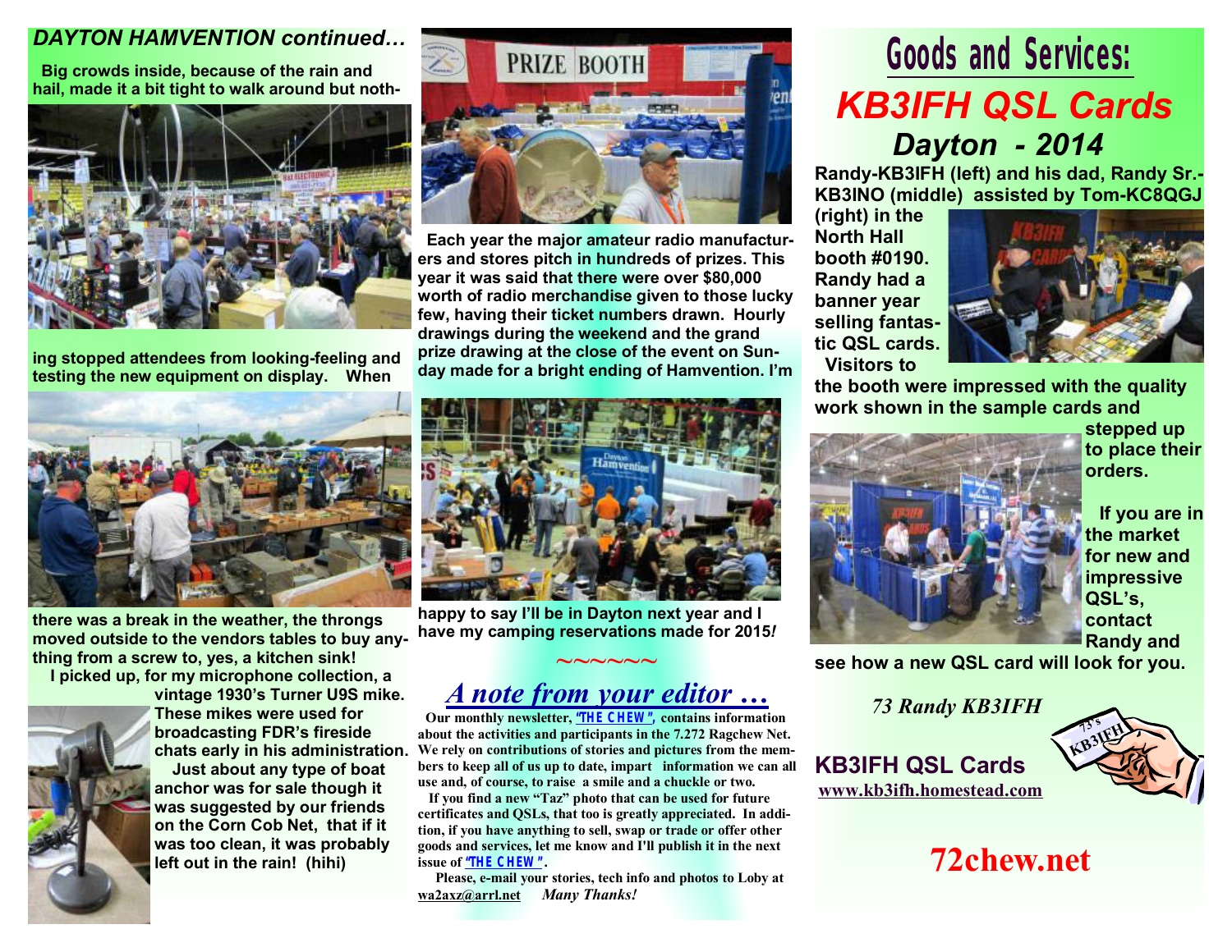## *DAYTON HAMVENTION continued…*

**Big crowds inside, because of the rain and hail, made it a bit tight to walk around but nothing stopped attendees from looking-feeling and testing the new equipment on display. When there was a break in the weather, the throngs moved outside to the vendors tables to buy anything from a screw to, yes, a kitchen sink!**

**I picked up, for my microphone collection, a vintage 1930's Turner U9S mike. These mikes were used for broadcasting FDR's fireside chats early in his administration.**

**Just about any type of boat anchor was for sale though it was suggested by our friends on the Corn Cob Net, that if it was too clean, it was probably left out in the rain! (hihi)**

**Each year the major amateur radio manufacturers and stores pitch in hundreds of prizes. This year it was said that there were over $80,000 worth of radio merchandise given to those lucky few, having their ticket numbers drawn. Hourly drawings during the weekend and the grand prize drawing at the close of the event on Sunday made for a bright ending of Hamvention. I'm happy to say I'll be in Dayton next year and I have my camping reservations made for 2015*!***

~~~~~~

## *A note from your editor …*

**Our monthly newsletter, *"THE CHEW"*, contains information about the activities and participants in the 7.272 Ragchew Net. We rely on contributions of stories and pictures from the members to keep all of us up to date, impart information we can all use and, of course, to raise a smile and a chuckle or two.**

**If you find a new "Taz" photo that can be used for future certificates and QSLs, that too is greatly appreciated. In addition, if you have anything to sell, swap or trade or offer other goods and services, let me know and I'll publish it in the next issue of *"THE CHEW"*.**

**Please, e-mail your stories, tech info and photos to Loby at wa2axz@arrl.net** ***Many Thanks!***

# Goods and Services:

# *KB3IFH QSL Cards*

## *Dayton - 2014*

**Randy-KB3IFH (left) and his dad, Randy Sr.-KB3INO (middle) assisted by Tom-KC8QGJ (right) in the North Hall booth #0190. Randy had a banner year selling fantastic QSL cards.**

**Visitors to the booth were impressed with the quality work shown in the sample cards and stepped up to place their orders.**

**If you are in the market for new and impressive QSL's, contact Randy and see how a new QSL card will look for you.**

*73 Randy KB3IFH*

**KB3IFH QSL Cards**
**www.kb3ifh.homestead.com**

**72chew.net**